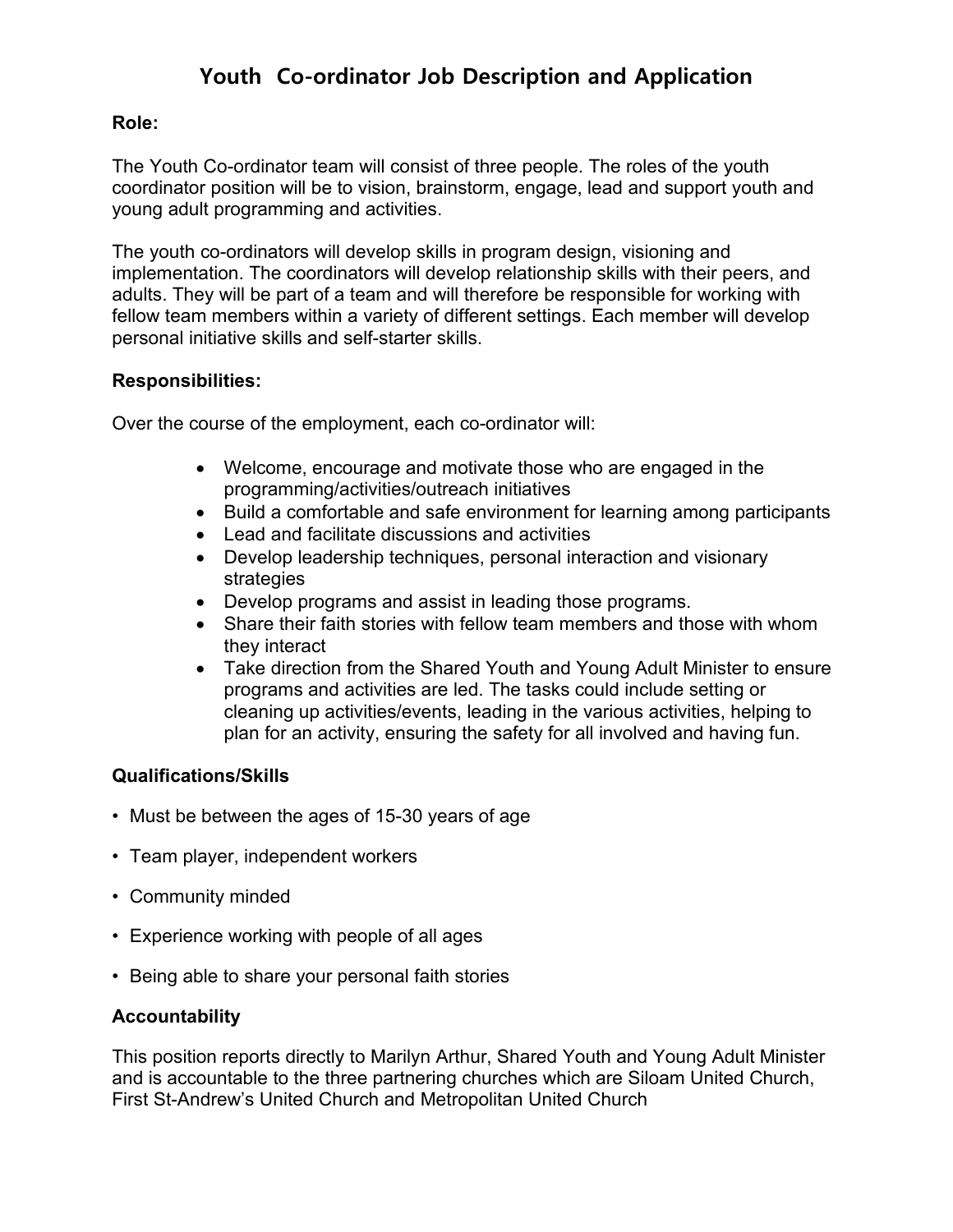# Youth Co-ordinator Job Description and Application

**Role:**

The Youth Co-ordinator team will consist of three people. The roles of the youth coordinator position will be to vision, brainstorm, engage, lead and support youth and young adult programming and activities.

The youth co-ordinators will develop skills in program design, visioning and implementation. The coordinators will develop relationship skills with their peers, and adults. They will be part of a team and will therefore be responsible for working with fellow team members within a variety of different settings. Each member will develop personal initiative skills and self-starter skills.

**Responsibilities:**

Over the course of the employment, each co-ordinator will:

- Welcome, encourage and motivate those who are engaged in the programming/activities/outreach initiatives
- Build a comfortable and safe environment for learning among participants
- Lead and facilitate discussions and activities
- Develop leadership techniques, personal interaction and visionary strategies
- Develop programs and assist in leading those programs.
- Share their faith stories with fellow team members and those with whom they interact
- Take direction from the Shared Youth and Young Adult Minister to ensure programs and activities are led. The tasks could include setting or cleaning up activities/events, leading in the various activities, helping to plan for an activity, ensuring the safety for all involved and having fun.

**Qualifications/Skills**

- Must be between the ages of 15-30 years of age
- Team player, independent workers
- Community minded
- Experience working with people of all ages
- Being able to share your personal faith stories

**Accountability**

This position reports directly to Marilyn Arthur, Shared Youth and Young Adult Minister and is accountable to the three partnering churches which are Siloam United Church, First St-Andrew's United Church and Metropolitan United Church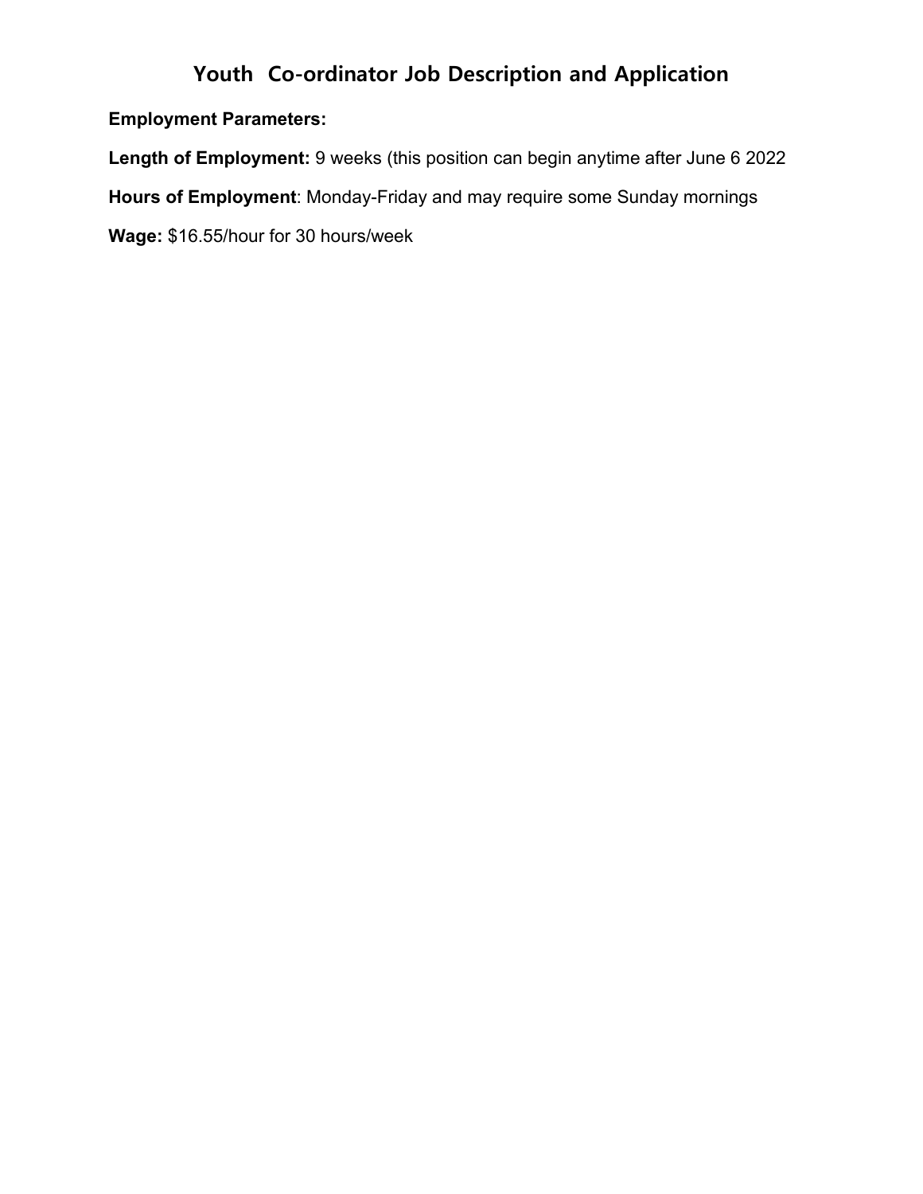# Youth  Co-ordinator Job Description and Application

**Employment Parameters:**

**Length of Employment:** 9 weeks (this position can begin anytime after June 6 2022

**Hours of Employment**: Monday-Friday and may require some Sunday mornings

**Wage:** $16.55/hour for 30 hours/week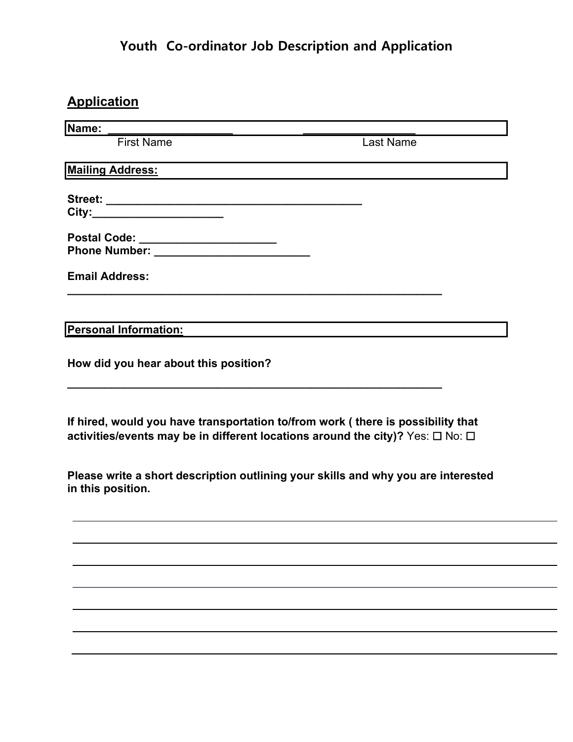# Youth Co-ordinator Job Description and Application

## Application

**Name:** ____________________ ____________________
First Name Last Name

**Mailing Address:**

**Street:** ________________________________________
**City:** ____________________

**Postal Code:** ____________________
**Phone Number:** ________________________

**Email Address:**
____________________________________________________________

**Personal Information:**

**How did you hear about this position?**

____________________________________________________________

**If hired, would you have transportation to/from work ( there is possibility that activities/events may be in different locations around the city)?** Yes: ☐ No: ☐

**Please write a short description outlining your skills and why you are interested in this position.**

____________________________________________________________

____________________________________________________________

____________________________________________________________

____________________________________________________________

____________________________________________________________

____________________________________________________________

____________________________________________________________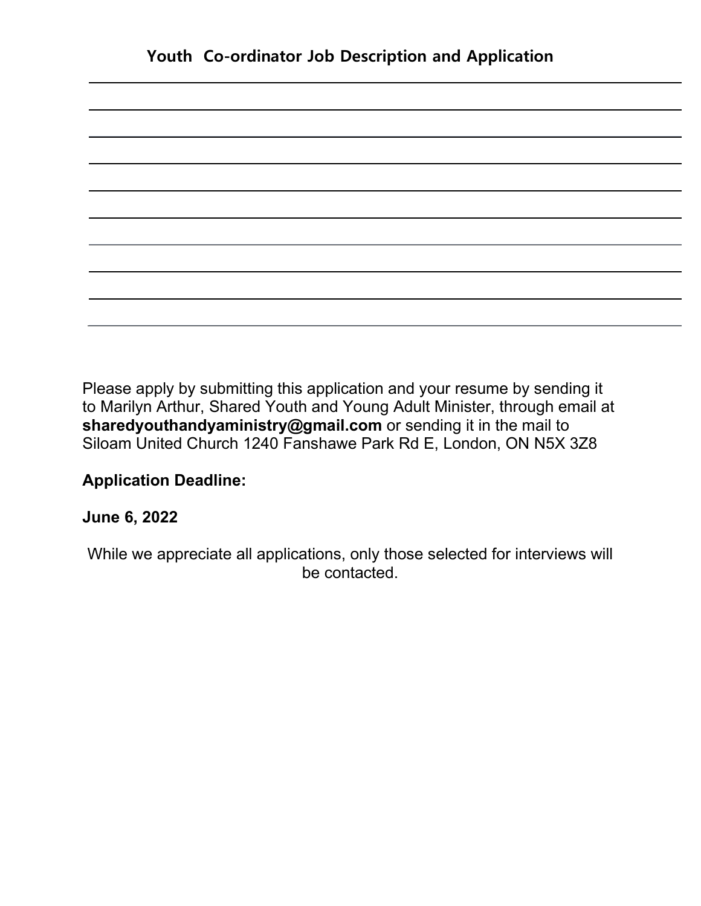## Youth Co-ordinator Job Description and Application

Please apply by submitting this application and your resume by sending it to Marilyn Arthur, Shared Youth and Young Adult Minister, through email at **sharedyouthandyaministry@gmail.com** or sending it in the mail to Siloam United Church 1240 Fanshawe Park Rd E, London, ON N5X 3Z8

**Application Deadline:**

**June 6, 2022**

While we appreciate all applications, only those selected for interviews will be contacted.